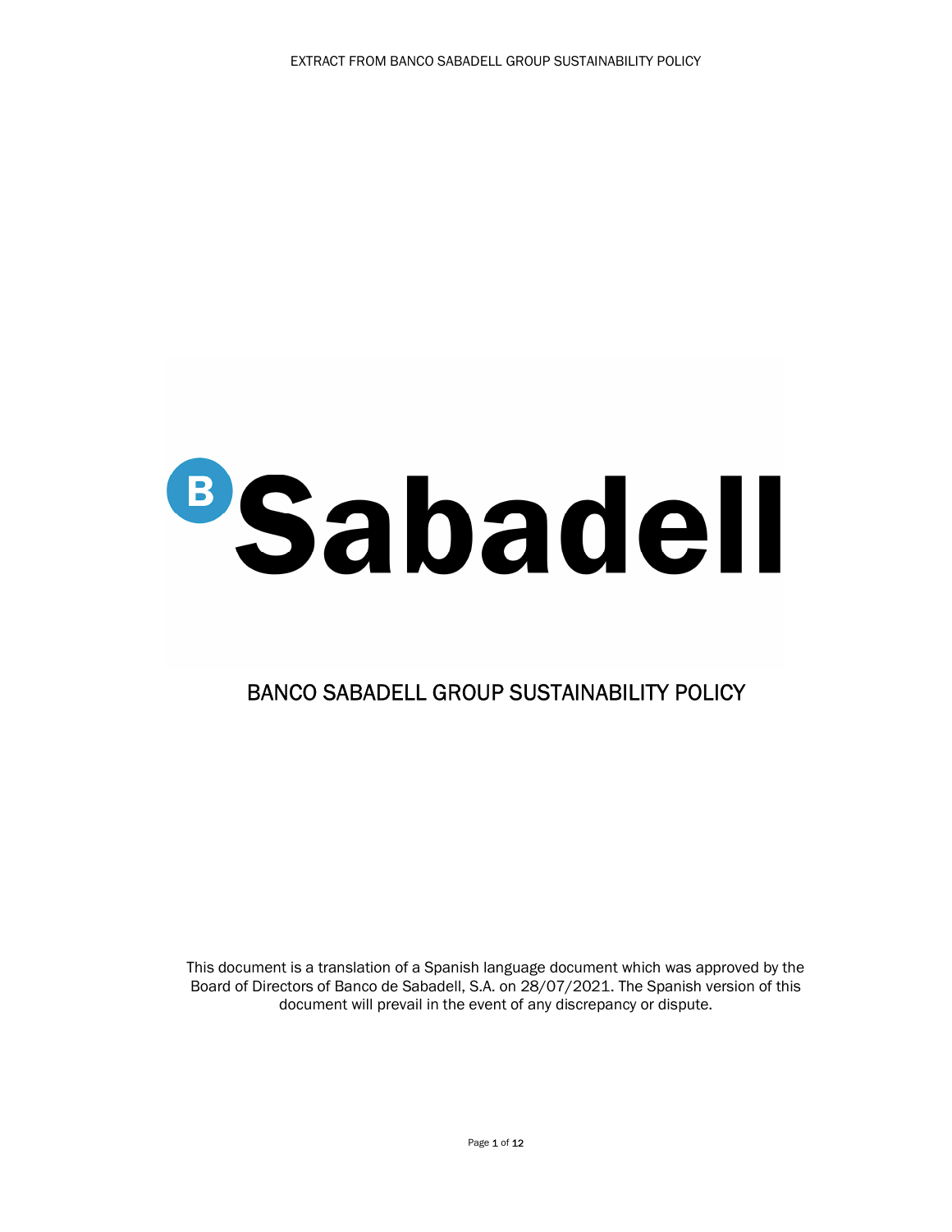Sabadell

# BANCO SABADELL GROUP SUSTAINABILITY POLICY

This document is a translation of a Spanish language document which was approved by the Board of Directors of Banco de Sabadell, S.A. on 28/07/2021. The Spanish version of this document will prevail in the event of any discrepancy or dispute.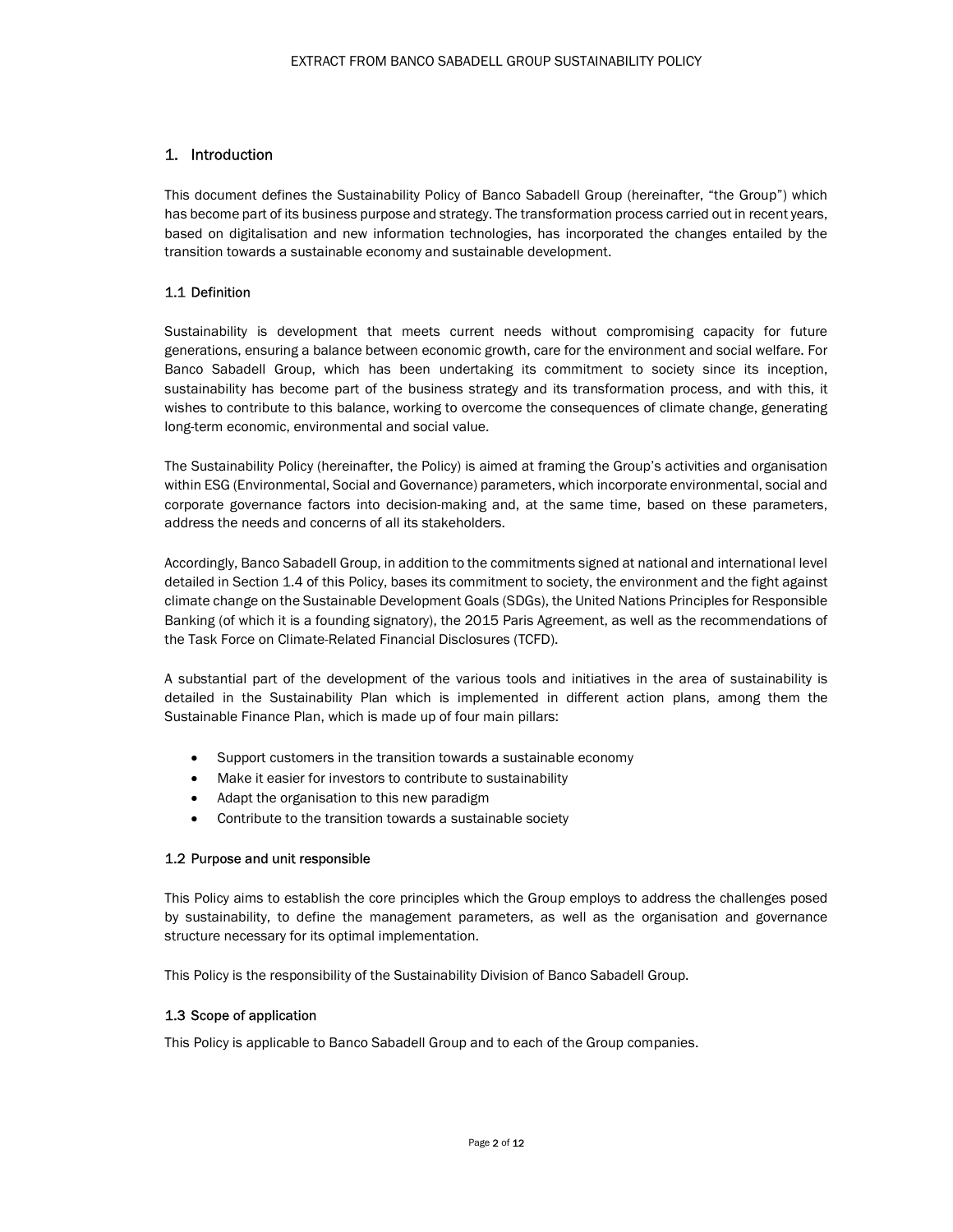# 1. Introduction

This document defines the Sustainability Policy of Banco Sabadell Group (hereinafter, "the Group") which has become part of its business purpose and strategy. The transformation process carried out in recent years, based on digitalisation and new information technologies, has incorporated the changes entailed by the transition towards a sustainable economy and sustainable development.

## 1.1 Definition

Sustainability is development that meets current needs without compromising capacity for future generations, ensuring a balance between economic growth, care for the environment and social welfare. For Banco Sabadell Group, which has been undertaking its commitment to society since its inception, sustainability has become part of the business strategy and its transformation process, and with this, it wishes to contribute to this balance, working to overcome the consequences of climate change, generating long-term economic, environmental and social value.

The Sustainability Policy (hereinafter, the Policy) is aimed at framing the Group's activities and organisation within ESG (Environmental, Social and Governance) parameters, which incorporate environmental, social and corporate governance factors into decision-making and, at the same time, based on these parameters, address the needs and concerns of all its stakeholders.

Accordingly, Banco Sabadell Group, in addition to the commitments signed at national and international level detailed in Section 1.4 of this Policy, bases its commitment to society, the environment and the fight against climate change on the Sustainable Development Goals (SDGs), the United Nations Principles for Responsible Banking (of which it is a founding signatory), the 2015 Paris Agreement, as well as the recommendations of the Task Force on Climate-Related Financial Disclosures (TCFD).

A substantial part of the development of the various tools and initiatives in the area of sustainability is detailed in the Sustainability Plan which is implemented in different action plans, among them the Sustainable Finance Plan, which is made up of four main pillars:

- Support customers in the transition towards a sustainable economy
- Make it easier for investors to contribute to sustainability
- Adapt the organisation to this new paradigm
- Contribute to the transition towards a sustainable society

## 1.2 Purpose and unit responsible

This Policy aims to establish the core principles which the Group employs to address the challenges posed by sustainability, to define the management parameters, as well as the organisation and governance structure necessary for its optimal implementation.

This Policy is the responsibility of the Sustainability Division of Banco Sabadell Group.

## 1.3 Scope of application

This Policy is applicable to Banco Sabadell Group and to each of the Group companies.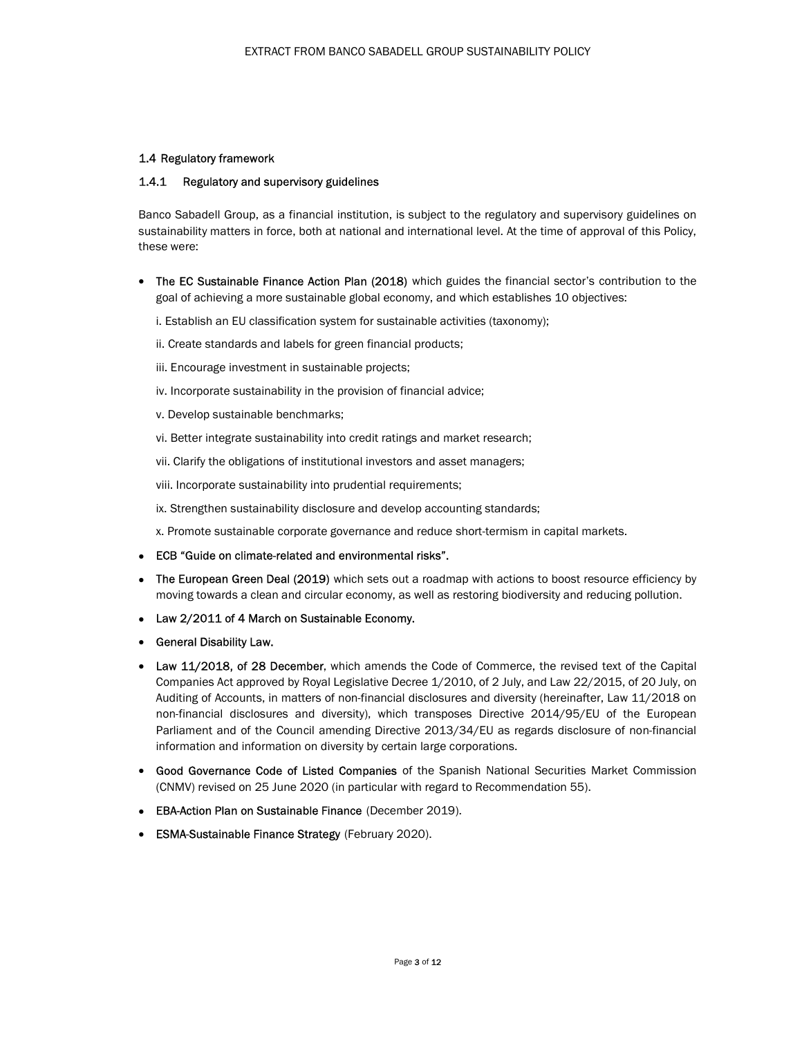## 1.4 Regulatory framework

### 1.4.1 Regulatory and supervisory guidelines

Banco Sabadell Group, as a financial institution, is subject to the regulatory and supervisory guidelines on sustainability matters in force, both at national and international level. At the time of approval of this Policy, these were:

- **The EC Sustainable Finance Action Plan (2018)** which guides the financial sector's contribution to the goal of achieving a more sustainable global economy, and which establishes 10 objectives:

  i. Establish an EU classification system for sustainable activities (taxonomy);

  ii. Create standards and labels for green financial products;

  iii. Encourage investment in sustainable projects;

  iv. Incorporate sustainability in the provision of financial advice;

  v. Develop sustainable benchmarks;

  vi. Better integrate sustainability into credit ratings and market research;

  vii. Clarify the obligations of institutional investors and asset managers;

  viii. Incorporate sustainability into prudential requirements;

  ix. Strengthen sustainability disclosure and develop accounting standards;

  x. Promote sustainable corporate governance and reduce short-termism in capital markets.

- **ECB "Guide on climate-related and environmental risks".**
- **The European Green Deal (2019)** which sets out a roadmap with actions to boost resource efficiency by moving towards a clean and circular economy, as well as restoring biodiversity and reducing pollution.
- **Law 2/2011 of 4 March on Sustainable Economy.**
- **General Disability Law.**
- **Law 11/2018, of 28 December**, which amends the Code of Commerce, the revised text of the Capital Companies Act approved by Royal Legislative Decree 1/2010, of 2 July, and Law 22/2015, of 20 July, on Auditing of Accounts, in matters of non-financial disclosures and diversity (hereinafter, Law 11/2018 on non-financial disclosures and diversity), which transposes Directive 2014/95/EU of the European Parliament and of the Council amending Directive 2013/34/EU as regards disclosure of non-financial information and information on diversity by certain large corporations.
- **Good Governance Code of Listed Companies** of the Spanish National Securities Market Commission (CNMV) revised on 25 June 2020 (in particular with regard to Recommendation 55).
- **EBA-Action Plan on Sustainable Finance** (December 2019).
- **ESMA-Sustainable Finance Strategy** (February 2020).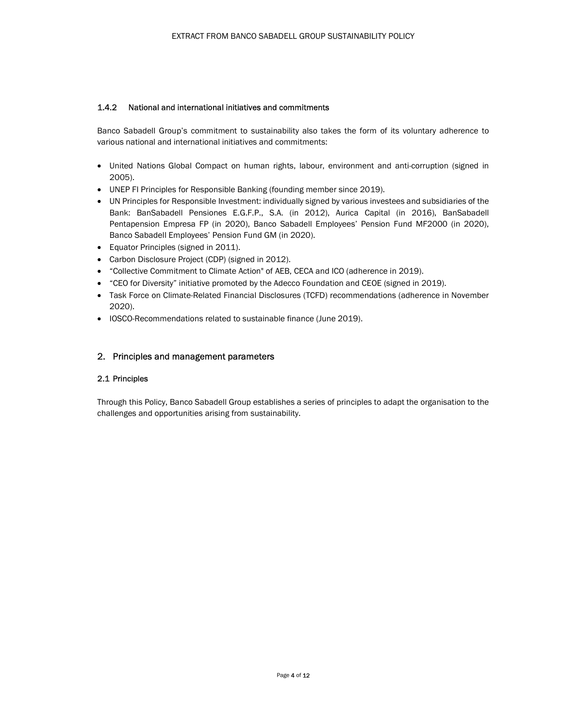### 1.4.2 National and international initiatives and commitments

Banco Sabadell Group's commitment to sustainability also takes the form of its voluntary adherence to various national and international initiatives and commitments:

- United Nations Global Compact on human rights, labour, environment and anti-corruption (signed in 2005).
- UNEP FI Principles for Responsible Banking (founding member since 2019).
- UN Principles for Responsible Investment: individually signed by various investees and subsidiaries of the Bank: BanSabadell Pensiones E.G.F.P., S.A. (in 2012), Aurica Capital (in 2016), BanSabadell Pentapension Empresa FP (in 2020), Banco Sabadell Employees' Pension Fund MF2000 (in 2020), Banco Sabadell Employees' Pension Fund GM (in 2020).
- Equator Principles (signed in 2011).
- Carbon Disclosure Project (CDP) (signed in 2012).
- "Collective Commitment to Climate Action" of AEB, CECA and ICO (adherence in 2019).
- "CEO for Diversity" initiative promoted by the Adecco Foundation and CEOE (signed in 2019).
- Task Force on Climate-Related Financial Disclosures (TCFD) recommendations (adherence in November 2020).
- IOSCO-Recommendations related to sustainable finance (June 2019).

## 2. Principles and management parameters

### 2.1 Principles

Through this Policy, Banco Sabadell Group establishes a series of principles to adapt the organisation to the challenges and opportunities arising from sustainability.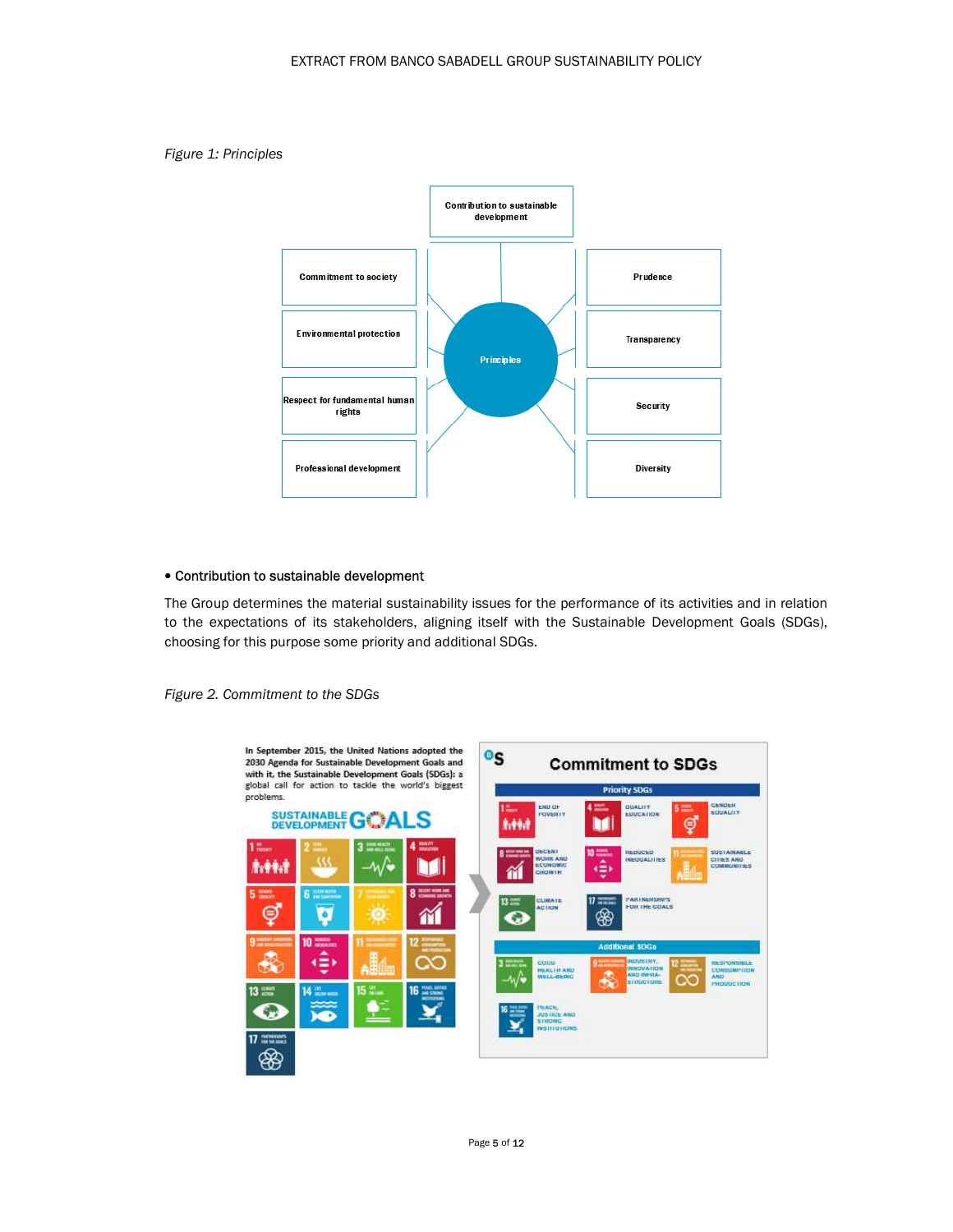*Figure 1: Principles*

- Contribution to sustainable development
- Commitment to society
- Environmental protection
- Respect for fundamental human rights
- Professional development
- Prudence
- Transparency
- Security
- Diversity

• Contribution to sustainable development

The Group determines the material sustainability issues for the performance of its activities and in relation to the expectations of its stakeholders, aligning itself with the Sustainable Development Goals (SDGs), choosing for this purpose some priority and additional SDGs.

*Figure 2. Commitment to the SDGs*

In September 2015, the United Nations adopted the 2030 Agenda for Sustainable Development Goals and with it, the Sustainable Development Goals (SDGs): a global call for action to tackle the world's biggest problems.

**Commitment to SDGs**

Priority SDGs:
- 1 End of poverty
- 4 Quality education
- 5 Gender equality
- 8 Decent work and economic growth
- 10 Reduced inequalities
- 11 Sustainable cities and communities
- 13 Climate action
- 17 Partnerships for the goals

Additional SDGs:
- 3 Good health and well-being
- 9 Industry, innovation and infrastructure
- 12 Responsible consumption and production
- 16 Peace, justice and strong institutions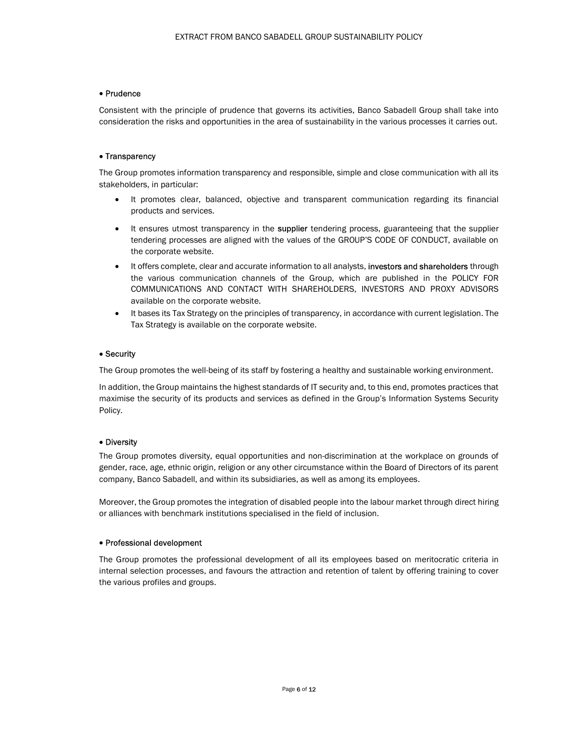• Prudence

Consistent with the principle of prudence that governs its activities, Banco Sabadell Group shall take into consideration the risks and opportunities in the area of sustainability in the various processes it carries out.

• Transparency

The Group promotes information transparency and responsible, simple and close communication with all its stakeholders, in particular:

- It promotes clear, balanced, objective and transparent communication regarding its financial products and services.
- It ensures utmost transparency in the supplier tendering process, guaranteeing that the supplier tendering processes are aligned with the values of the GROUP'S CODE OF CONDUCT, available on the corporate website.
- It offers complete, clear and accurate information to all analysts, investors and shareholders through the various communication channels of the Group, which are published in the POLICY FOR COMMUNICATIONS AND CONTACT WITH SHAREHOLDERS, INVESTORS AND PROXY ADVISORS available on the corporate website.
- It bases its Tax Strategy on the principles of transparency, in accordance with current legislation. The Tax Strategy is available on the corporate website.

• Security

The Group promotes the well-being of its staff by fostering a healthy and sustainable working environment.

In addition, the Group maintains the highest standards of IT security and, to this end, promotes practices that maximise the security of its products and services as defined in the Group's Information Systems Security Policy.

• Diversity

The Group promotes diversity, equal opportunities and non-discrimination at the workplace on grounds of gender, race, age, ethnic origin, religion or any other circumstance within the Board of Directors of its parent company, Banco Sabadell, and within its subsidiaries, as well as among its employees.

Moreover, the Group promotes the integration of disabled people into the labour market through direct hiring or alliances with benchmark institutions specialised in the field of inclusion.

• Professional development

The Group promotes the professional development of all its employees based on meritocratic criteria in internal selection processes, and favours the attraction and retention of talent by offering training to cover the various profiles and groups.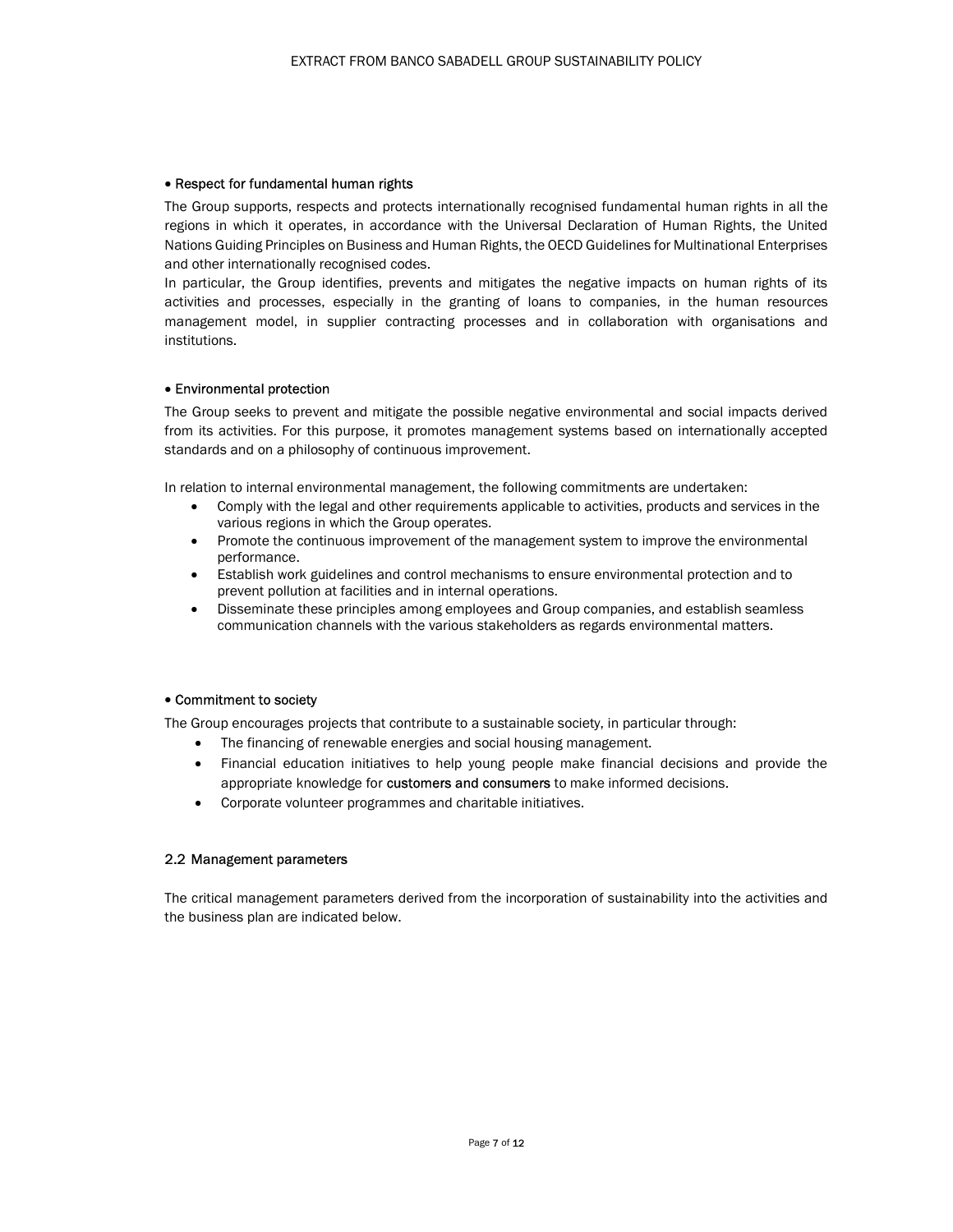• Respect for fundamental human rights

The Group supports, respects and protects internationally recognised fundamental human rights in all the regions in which it operates, in accordance with the Universal Declaration of Human Rights, the United Nations Guiding Principles on Business and Human Rights, the OECD Guidelines for Multinational Enterprises and other internationally recognised codes.

In particular, the Group identifies, prevents and mitigates the negative impacts on human rights of its activities and processes, especially in the granting of loans to companies, in the human resources management model, in supplier contracting processes and in collaboration with organisations and institutions.

• Environmental protection

The Group seeks to prevent and mitigate the possible negative environmental and social impacts derived from its activities. For this purpose, it promotes management systems based on internationally accepted standards and on a philosophy of continuous improvement.

In relation to internal environmental management, the following commitments are undertaken:

- Comply with the legal and other requirements applicable to activities, products and services in the various regions in which the Group operates.
- Promote the continuous improvement of the management system to improve the environmental performance.
- Establish work guidelines and control mechanisms to ensure environmental protection and to prevent pollution at facilities and in internal operations.
- Disseminate these principles among employees and Group companies, and establish seamless communication channels with the various stakeholders as regards environmental matters.

• Commitment to society

The Group encourages projects that contribute to a sustainable society, in particular through:

- The financing of renewable energies and social housing management.
- Financial education initiatives to help young people make financial decisions and provide the appropriate knowledge for customers and consumers to make informed decisions.
- Corporate volunteer programmes and charitable initiatives.

## 2.2 Management parameters

The critical management parameters derived from the incorporation of sustainability into the activities and the business plan are indicated below.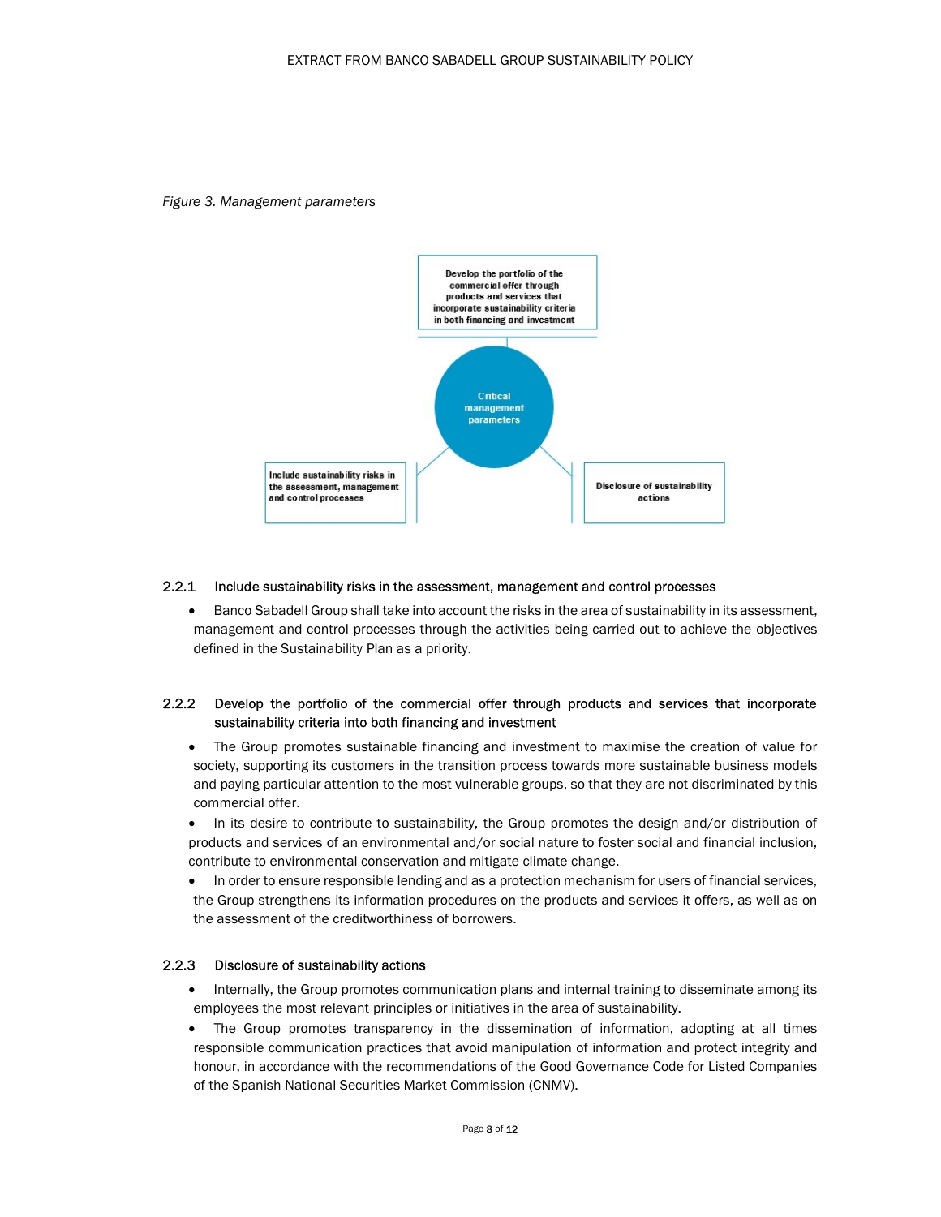*Figure 3. Management parameters*

Develop the portfolio of the commercial offer through products and services that incorporate sustainability criteria in both financing and investment

Critical management parameters

Include sustainability risks in the assessment, management and control processes

Disclosure of sustainability actions

#### 2.2.1 Include sustainability risks in the assessment, management and control processes

- Banco Sabadell Group shall take into account the risks in the area of sustainability in its assessment, management and control processes through the activities being carried out to achieve the objectives defined in the Sustainability Plan as a priority.

#### 2.2.2 Develop the portfolio of the commercial offer through products and services that incorporate sustainability criteria into both financing and investment

- The Group promotes sustainable financing and investment to maximise the creation of value for society, supporting its customers in the transition process towards more sustainable business models and paying particular attention to the most vulnerable groups, so that they are not discriminated by this commercial offer.
- In its desire to contribute to sustainability, the Group promotes the design and/or distribution of products and services of an environmental and/or social nature to foster social and financial inclusion, contribute to environmental conservation and mitigate climate change.
- In order to ensure responsible lending and as a protection mechanism for users of financial services, the Group strengthens its information procedures on the products and services it offers, as well as on the assessment of the creditworthiness of borrowers.

#### 2.2.3 Disclosure of sustainability actions

- Internally, the Group promotes communication plans and internal training to disseminate among its employees the most relevant principles or initiatives in the area of sustainability.
- The Group promotes transparency in the dissemination of information, adopting at all times responsible communication practices that avoid manipulation of information and protect integrity and honour, in accordance with the recommendations of the Good Governance Code for Listed Companies of the Spanish National Securities Market Commission (CNMV).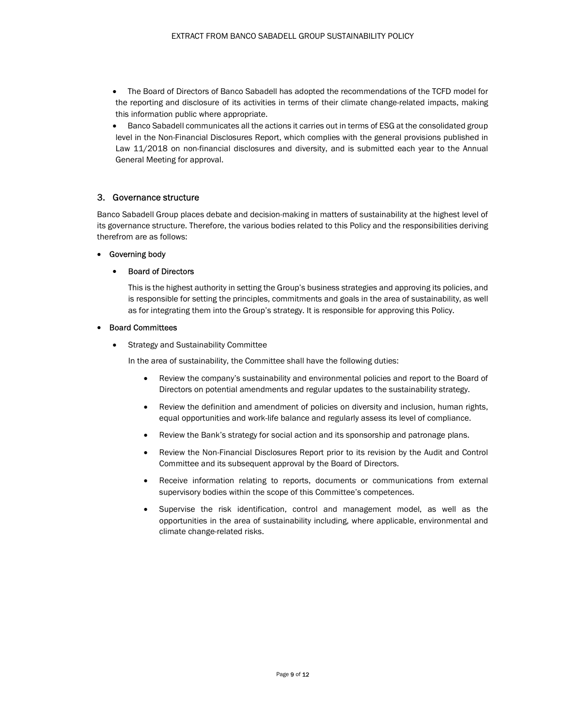- The Board of Directors of Banco Sabadell has adopted the recommendations of the TCFD model for the reporting and disclosure of its activities in terms of their climate change-related impacts, making this information public where appropriate.
- Banco Sabadell communicates all the actions it carries out in terms of ESG at the consolidated group level in the Non-Financial Disclosures Report, which complies with the general provisions published in Law 11/2018 on non-financial disclosures and diversity, and is submitted each year to the Annual General Meeting for approval.

## 3. Governance structure

Banco Sabadell Group places debate and decision-making in matters of sustainability at the highest level of its governance structure. Therefore, the various bodies related to this Policy and the responsibilities deriving therefrom are as follows:

- Governing body
  - Board of Directors

    This is the highest authority in setting the Group's business strategies and approving its policies, and is responsible for setting the principles, commitments and goals in the area of sustainability, as well as for integrating them into the Group's strategy. It is responsible for approving this Policy.

- Board Committees
  - Strategy and Sustainability Committee

    In the area of sustainability, the Committee shall have the following duties:

    - Review the company's sustainability and environmental policies and report to the Board of Directors on potential amendments and regular updates to the sustainability strategy.
    - Review the definition and amendment of policies on diversity and inclusion, human rights, equal opportunities and work-life balance and regularly assess its level of compliance.
    - Review the Bank's strategy for social action and its sponsorship and patronage plans.
    - Review the Non-Financial Disclosures Report prior to its revision by the Audit and Control Committee and its subsequent approval by the Board of Directors.
    - Receive information relating to reports, documents or communications from external supervisory bodies within the scope of this Committee's competences.
    - Supervise the risk identification, control and management model, as well as the opportunities in the area of sustainability including, where applicable, environmental and climate change-related risks.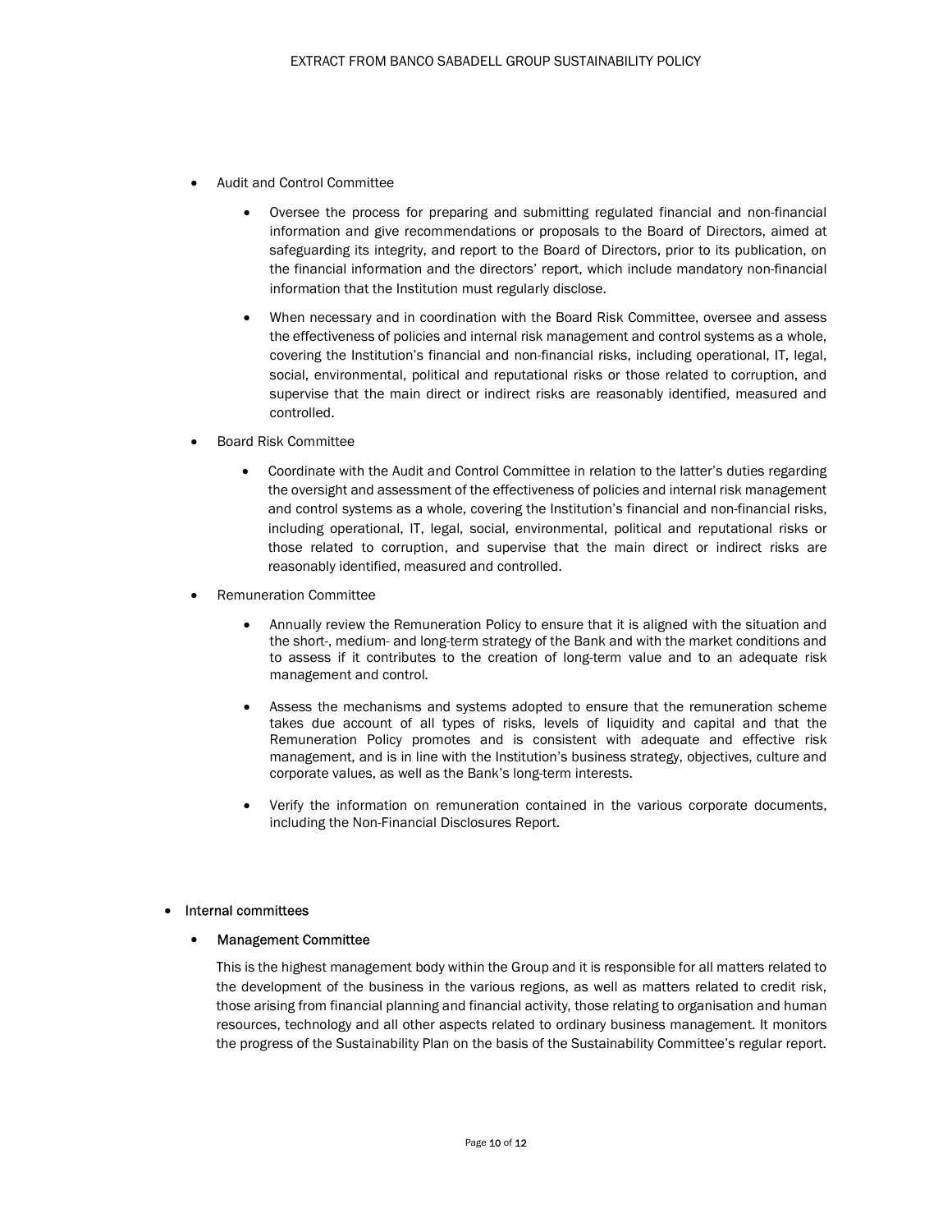- Audit and Control Committee

    - Oversee the process for preparing and submitting regulated financial and non-financial information and give recommendations or proposals to the Board of Directors, aimed at safeguarding its integrity, and report to the Board of Directors, prior to its publication, on the financial information and the directors' report, which include mandatory non-financial information that the Institution must regularly disclose.

    - When necessary and in coordination with the Board Risk Committee, oversee and assess the effectiveness of policies and internal risk management and control systems as a whole, covering the Institution's financial and non-financial risks, including operational, IT, legal, social, environmental, political and reputational risks or those related to corruption, and supervise that the main direct or indirect risks are reasonably identified, measured and controlled.

- Board Risk Committee

    - Coordinate with the Audit and Control Committee in relation to the latter's duties regarding the oversight and assessment of the effectiveness of policies and internal risk management and control systems as a whole, covering the Institution's financial and non-financial risks, including operational, IT, legal, social, environmental, political and reputational risks or those related to corruption, and supervise that the main direct or indirect risks are reasonably identified, measured and controlled.

- Remuneration Committee

    - Annually review the Remuneration Policy to ensure that it is aligned with the situation and the short-, medium- and long-term strategy of the Bank and with the market conditions and to assess if it contributes to the creation of long-term value and to an adequate risk management and control.

    - Assess the mechanisms and systems adopted to ensure that the remuneration scheme takes due account of all types of risks, levels of liquidity and capital and that the Remuneration Policy promotes and is consistent with adequate and effective risk management, and is in line with the Institution's business strategy, objectives, culture and corporate values, as well as the Bank's long-term interests.

    - Verify the information on remuneration contained in the various corporate documents, including the Non-Financial Disclosures Report.

- Internal committees

    - Management Committee

      This is the highest management body within the Group and it is responsible for all matters related to the development of the business in the various regions, as well as matters related to credit risk, those arising from financial planning and financial activity, those relating to organisation and human resources, technology and all other aspects related to ordinary business management. It monitors the progress of the Sustainability Plan on the basis of the Sustainability Committee's regular report.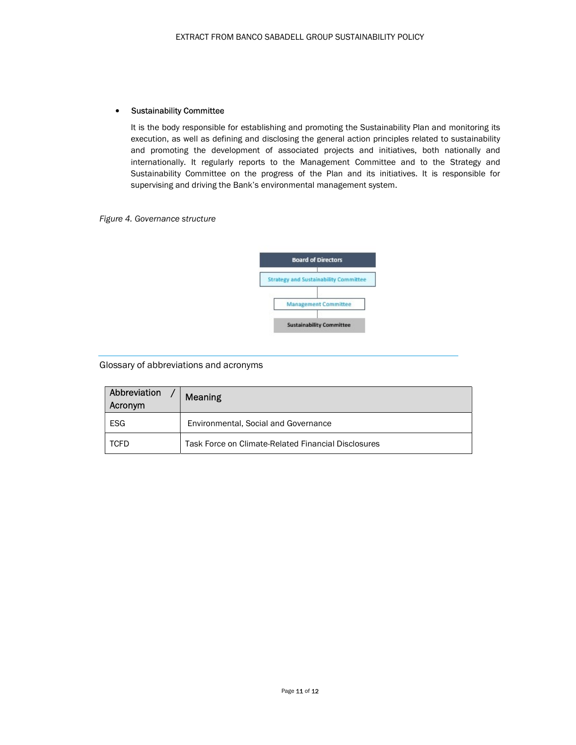- **Sustainability Committee**

  It is the body responsible for establishing and promoting the Sustainability Plan and monitoring its execution, as well as defining and disclosing the general action principles related to sustainability and promoting the development of associated projects and initiatives, both nationally and internationally. It regularly reports to the Management Committee and to the Strategy and Sustainability Committee on the progress of the Plan and its initiatives. It is responsible for supervising and driving the Bank's environmental management system.

*Figure 4. Governance structure*

Board of Directors

Strategy and Sustainability Committee

Management Committee

Sustainability Committee

## Glossary of abbreviations and acronyms

| Abbreviation / Acronym | Meaning |
|---|---|
| ESG | Environmental, Social and Governance |
| TCFD | Task Force on Climate-Related Financial Disclosures |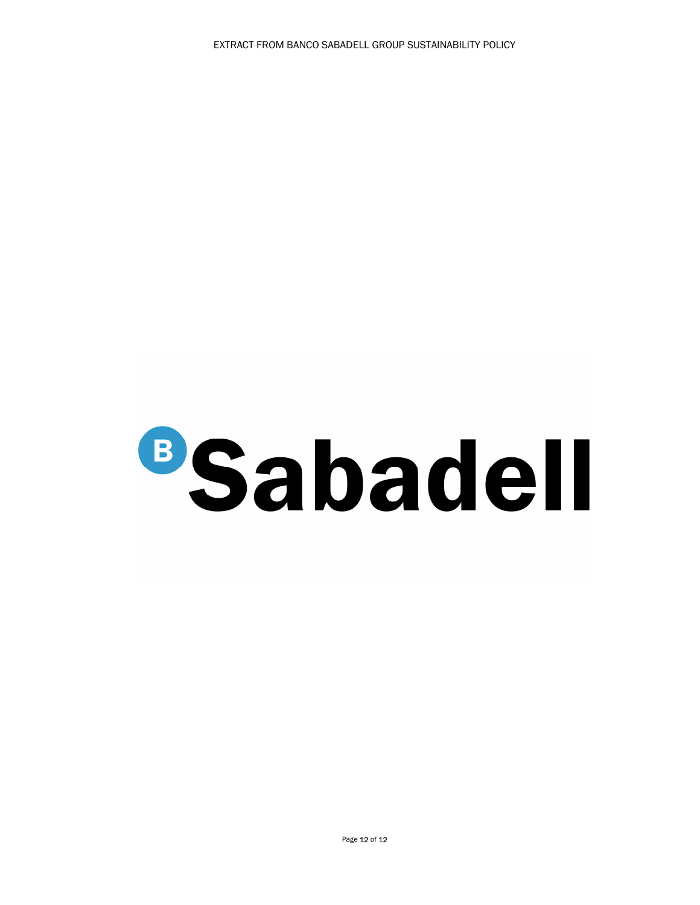Sabadell